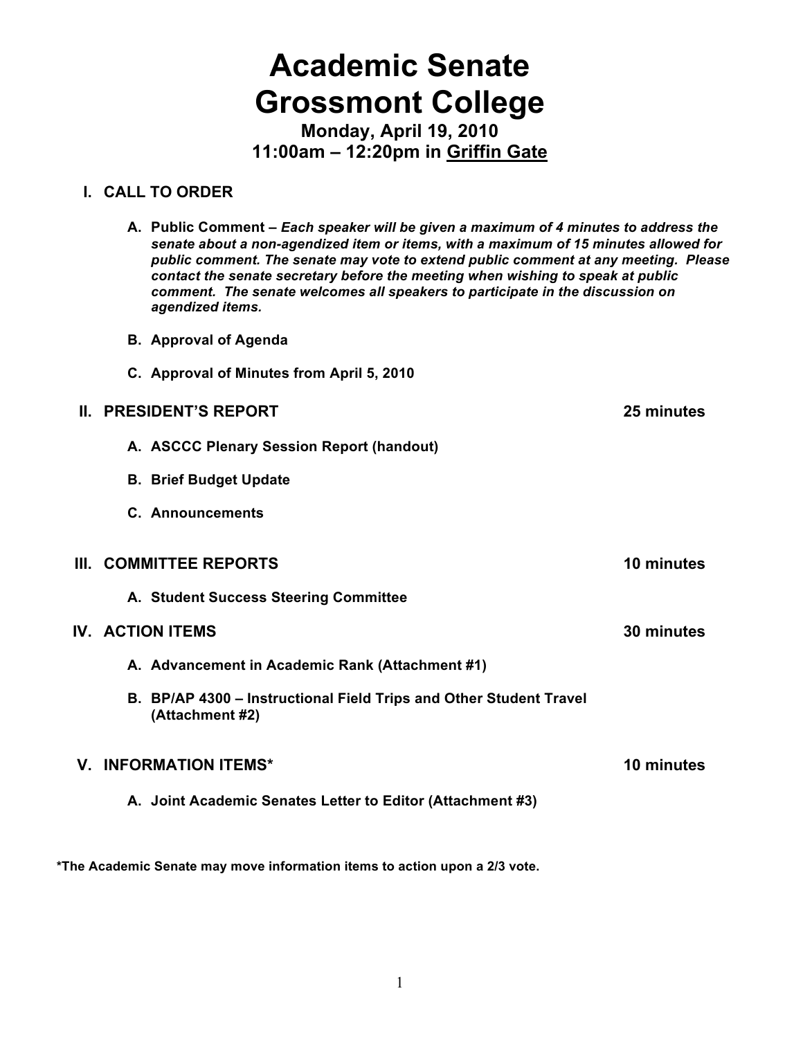# Academic Senate
# Grossmont College

**Monday, April 19, 2010**
**11:00am – 12:20pm in <u>Griffin Gate</u>**

## I. CALL TO ORDER

**A. Public Comment –** ***Each speaker will be given a maximum of 4 minutes to address the senate about a non-agendized item or items, with a maximum of 15 minutes allowed for public comment. The senate may vote to extend public comment at any meeting. Please contact the senate secretary before the meeting when wishing to speak at public comment. The senate welcomes all speakers to participate in the discussion on agendized items.***

**B. Approval of Agenda**

**C. Approval of Minutes from April 5, 2010**

## II. PRESIDENT'S REPORT — 25 minutes

**A. ASCCC Plenary Session Report (handout)**

**B. Brief Budget Update**

**C. Announcements**

## III. COMMITTEE REPORTS — 10 minutes

**A. Student Success Steering Committee**

## IV. ACTION ITEMS — 30 minutes

**A. Advancement in Academic Rank (Attachment #1)**

**B. BP/AP 4300 – Instructional Field Trips and Other Student Travel (Attachment #2)**

## V. INFORMATION ITEMS* — 10 minutes

**A. Joint Academic Senates Letter to Editor (Attachment #3)**

**\*The Academic Senate may move information items to action upon a 2/3 vote.**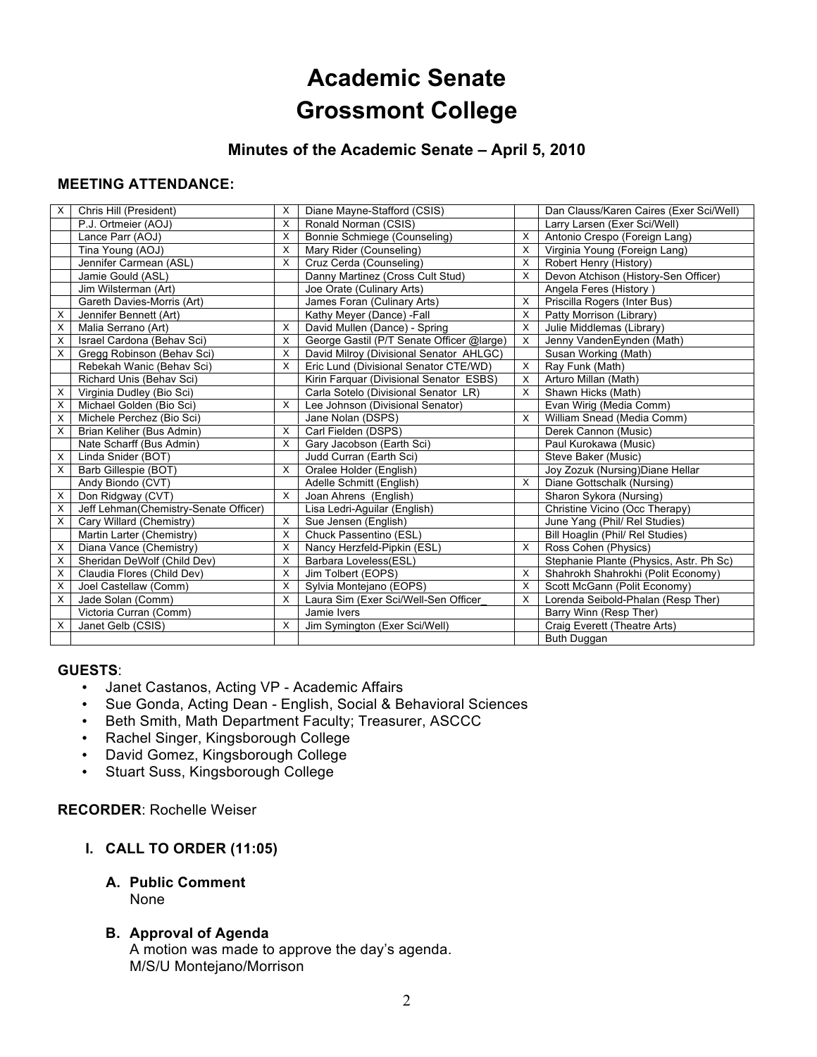# Academic Senate
# Grossmont College

### Minutes of the Academic Senate – April 5, 2010

**MEETING ATTENDANCE:**

| | | | | | |
|---|---|---|---|---|---|
| X | Chris Hill (President) | X | Diane Mayne-Stafford (CSIS) | | Dan Clauss/Karen Caires (Exer Sci/Well) |
| | P.J. Ortmeier (AOJ) | X | Ronald Norman (CSIS) | | Larry Larsen (Exer Sci/Well) |
| | Lance Parr (AOJ) | X | Bonnie Schmiege (Counseling) | X | Antonio Crespo (Foreign Lang) |
| | Tina Young (AOJ) | X | Mary Rider (Counseling) | X | Virginia Young (Foreign Lang) |
| | Jennifer Carmean (ASL) | X | Cruz Cerda (Counseling) | X | Robert Henry (History) |
| | Jamie Gould (ASL) | | Danny Martinez (Cross Cult Stud) | X | Devon Atchison (History-Sen Officer) |
| | Jim Wilsterman (Art) | | Joe Orate (Culinary Arts) | | Angela Feres (History ) |
| | Gareth Davies-Morris (Art) | | James Foran (Culinary Arts) | X | Priscilla Rogers (Inter Bus) |
| X | Jennifer Bennett (Art) | | Kathy Meyer (Dance) -Fall | X | Patty Morrison (Library) |
| X | Malia Serrano (Art) | X | David Mullen (Dance) - Spring | X | Julie Middlemas (Library) |
| X | Israel Cardona (Behav Sci) | X | George Gastil (P/T Senate Officer @large) | X | Jenny VandenEynden (Math) |
| X | Gregg Robinson (Behav Sci) | X | David Milroy (Divisional Senator AHLGC) | | Susan Working (Math) |
| | Rebekah Wanic (Behav Sci) | X | Eric Lund (Divisional Senator CTE/WD) | X | Ray Funk (Math) |
| | Richard Unis (Behav Sci) | | Kirin Farquar (Divisional Senator ESBS) | X | Arturo Millan (Math) |
| X | Virginia Dudley (Bio Sci) | | Carla Sotelo (Divisional Senator LR) | X | Shawn Hicks (Math) |
| X | Michael Golden (Bio Sci) | X | Lee Johnson (Divisional Senator) | | Evan Wirig (Media Comm) |
| X | Michele Perchez (Bio Sci) | | Jane Nolan (DSPS) | X | William Snead (Media Comm) |
| X | Brian Keliher (Bus Admin) | X | Carl Fielden (DSPS) | | Derek Cannon (Music) |
| | Nate Scharff (Bus Admin) | X | Gary Jacobson (Earth Sci) | | Paul Kurokawa (Music) |
| X | Linda Snider (BOT) | | Judd Curran (Earth Sci) | | Steve Baker (Music) |
| X | Barb Gillespie (BOT) | X | Oralee Holder (English) | | Joy Zozuk (Nursing)Diane Hellar |
| | Andy Biondo (CVT) | | Adelle Schmitt (English) | X | Diane Gottschalk (Nursing) |
| X | Don Ridgway (CVT) | X | Joan Ahrens (English) | | Sharon Sykora (Nursing) |
| X | Jeff Lehman(Chemistry-Senate Officer) | | Lisa Ledri-Aguilar (English) | | Christine Vicino (Occ Therapy) |
| X | Cary Willard (Chemistry) | X | Sue Jensen (English) | | June Yang (Phil/ Rel Studies) |
| | Martin Larter (Chemistry) | X | Chuck Passentino (ESL) | | Bill Hoaglin (Phil/ Rel Studies) |
| X | Diana Vance (Chemistry) | X | Nancy Herzfeld-Pipkin (ESL) | X | Ross Cohen (Physics) |
| X | Sheridan DeWolf (Child Dev) | X | Barbara Loveless(ESL) | | Stephanie Plante (Physics, Astr. Ph Sc) |
| X | Claudia Flores (Child Dev) | X | Jim Tolbert (EOPS) | X | Shahrokh Shahrokhi (Polit Economy) |
| X | Joel Castellaw (Comm) | X | Sylvia Montejano (EOPS) | X | Scott McGann (Polit Economy) |
| X | Jade Solan (Comm) | X | Laura Sim (Exer Sci/Well-Sen Officer_ | X | Lorenda Seibold-Phalan (Resp Ther) |
| | Victoria Curran (Comm) | | Jamie Ivers | | Barry Winn (Resp Ther) |
| X | Janet Gelb (CSIS) | X | Jim Symington (Exer Sci/Well) | | Craig Everett (Theatre Arts) |
| | | | | | Buth Duggan |

**GUESTS**:

- Janet Castanos, Acting VP - Academic Affairs
- Sue Gonda, Acting Dean - English, Social & Behavioral Sciences
- Beth Smith, Math Department Faculty; Treasurer, ASCCC
- Rachel Singer, Kingsborough College
- David Gomez, Kingsborough College
- Stuart Suss, Kingsborough College

**RECORDER**: Rochelle Weiser

## I. CALL TO ORDER (11:05)

### A. Public Comment

None

### B. Approval of Agenda

A motion was made to approve the day's agenda.
M/S/U Montejano/Morrison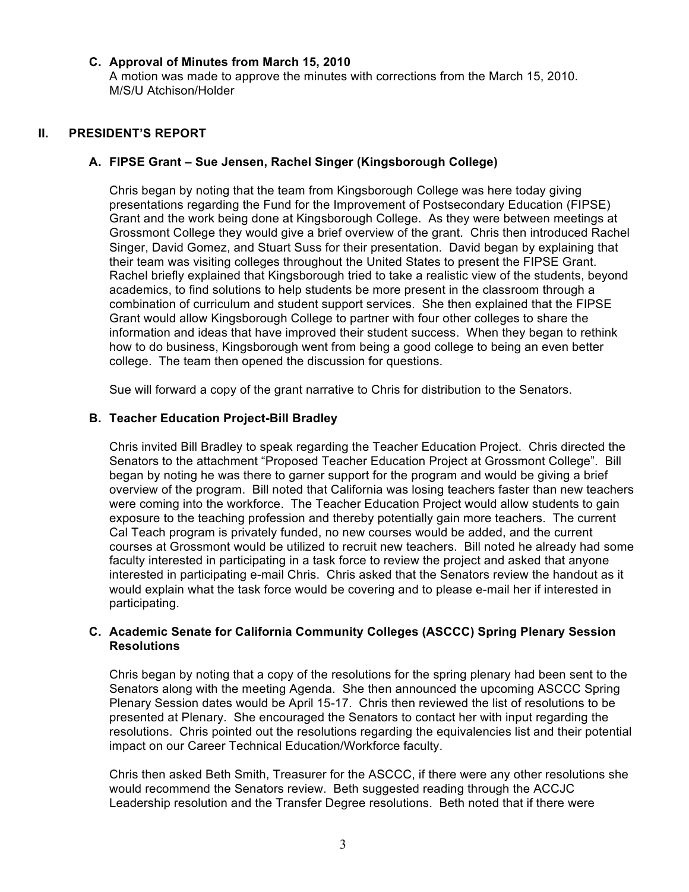### C. Approval of Minutes from March 15, 2010

A motion was made to approve the minutes with corrections from the March 15, 2010.
M/S/U Atchison/Holder

## II. PRESIDENT'S REPORT

### A. FIPSE Grant – Sue Jensen, Rachel Singer (Kingsborough College)

Chris began by noting that the team from Kingsborough College was here today giving presentations regarding the Fund for the Improvement of Postsecondary Education (FIPSE) Grant and the work being done at Kingsborough College. As they were between meetings at Grossmont College they would give a brief overview of the grant. Chris then introduced Rachel Singer, David Gomez, and Stuart Suss for their presentation. David began by explaining that their team was visiting colleges throughout the United States to present the FIPSE Grant. Rachel briefly explained that Kingsborough tried to take a realistic view of the students, beyond academics, to find solutions to help students be more present in the classroom through a combination of curriculum and student support services. She then explained that the FIPSE Grant would allow Kingsborough College to partner with four other colleges to share the information and ideas that have improved their student success. When they began to rethink how to do business, Kingsborough went from being a good college to being an even better college. The team then opened the discussion for questions.

Sue will forward a copy of the grant narrative to Chris for distribution to the Senators.

### B. Teacher Education Project-Bill Bradley

Chris invited Bill Bradley to speak regarding the Teacher Education Project. Chris directed the Senators to the attachment "Proposed Teacher Education Project at Grossmont College". Bill began by noting he was there to garner support for the program and would be giving a brief overview of the program. Bill noted that California was losing teachers faster than new teachers were coming into the workforce. The Teacher Education Project would allow students to gain exposure to the teaching profession and thereby potentially gain more teachers. The current Cal Teach program is privately funded, no new courses would be added, and the current courses at Grossmont would be utilized to recruit new teachers. Bill noted he already had some faculty interested in participating in a task force to review the project and asked that anyone interested in participating e-mail Chris. Chris asked that the Senators review the handout as it would explain what the task force would be covering and to please e-mail her if interested in participating.

### C. Academic Senate for California Community Colleges (ASCCC) Spring Plenary Session Resolutions

Chris began by noting that a copy of the resolutions for the spring plenary had been sent to the Senators along with the meeting Agenda. She then announced the upcoming ASCCC Spring Plenary Session dates would be April 15-17. Chris then reviewed the list of resolutions to be presented at Plenary. She encouraged the Senators to contact her with input regarding the resolutions. Chris pointed out the resolutions regarding the equivalencies list and their potential impact on our Career Technical Education/Workforce faculty.

Chris then asked Beth Smith, Treasurer for the ASCCC, if there were any other resolutions she would recommend the Senators review. Beth suggested reading through the ACCJC Leadership resolution and the Transfer Degree resolutions. Beth noted that if there were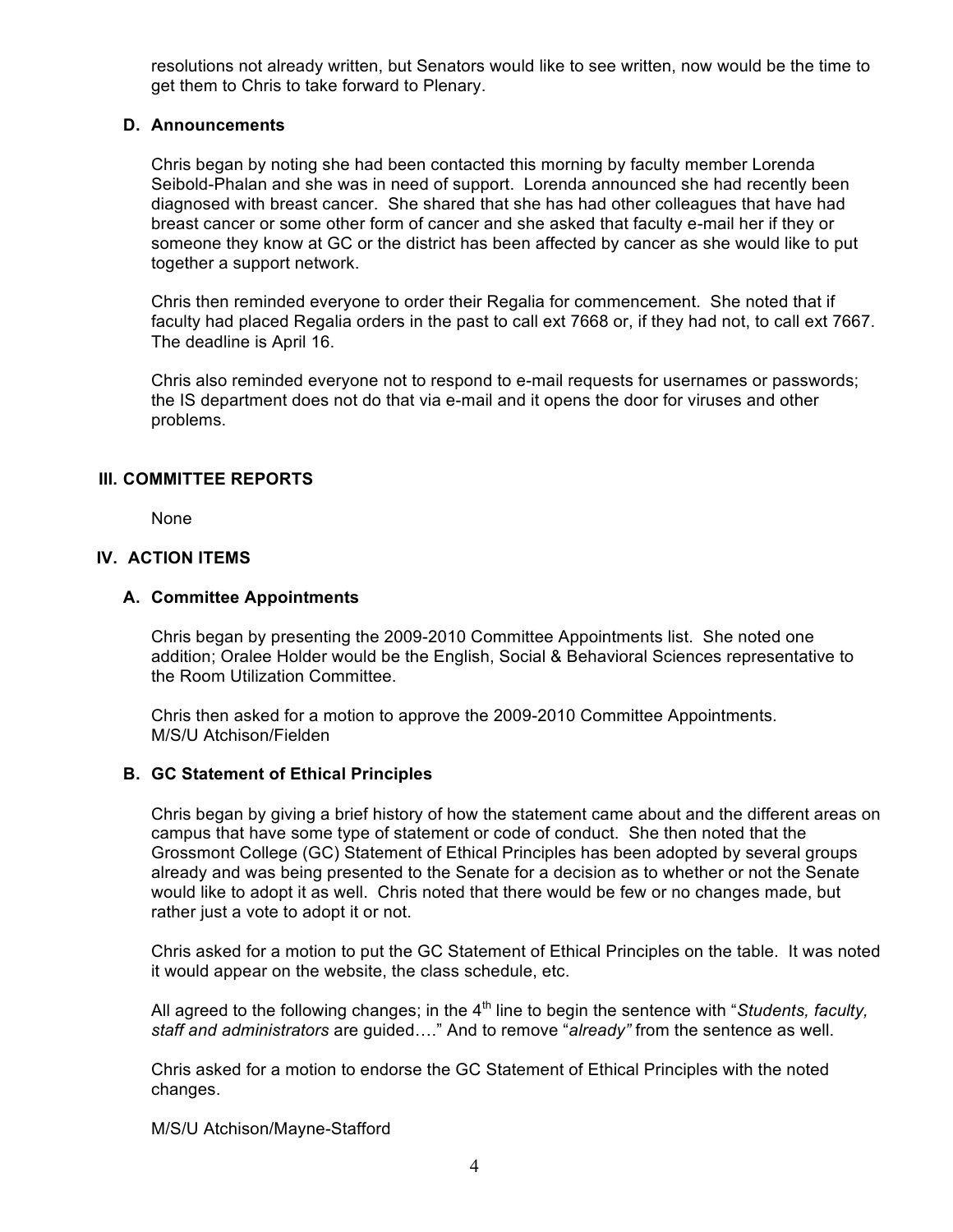resolutions not already written, but Senators would like to see written, now would be the time to get them to Chris to take forward to Plenary.

### D. Announcements

Chris began by noting she had been contacted this morning by faculty member Lorenda Seibold-Phalan and she was in need of support. Lorenda announced she had recently been diagnosed with breast cancer. She shared that she has had other colleagues that have had breast cancer or some other form of cancer and she asked that faculty e-mail her if they or someone they know at GC or the district has been affected by cancer as she would like to put together a support network.

Chris then reminded everyone to order their Regalia for commencement. She noted that if faculty had placed Regalia orders in the past to call ext 7668 or, if they had not, to call ext 7667. The deadline is April 16.

Chris also reminded everyone not to respond to e-mail requests for usernames or passwords; the IS department does not do that via e-mail and it opens the door for viruses and other problems.

## III. COMMITTEE REPORTS

None

## IV. ACTION ITEMS

### A. Committee Appointments

Chris began by presenting the 2009-2010 Committee Appointments list. She noted one addition; Oralee Holder would be the English, Social & Behavioral Sciences representative to the Room Utilization Committee.

Chris then asked for a motion to approve the 2009-2010 Committee Appointments.
M/S/U Atchison/Fielden

### B. GC Statement of Ethical Principles

Chris began by giving a brief history of how the statement came about and the different areas on campus that have some type of statement or code of conduct. She then noted that the Grossmont College (GC) Statement of Ethical Principles has been adopted by several groups already and was being presented to the Senate for a decision as to whether or not the Senate would like to adopt it as well. Chris noted that there would be few or no changes made, but rather just a vote to adopt it or not.

Chris asked for a motion to put the GC Statement of Ethical Principles on the table. It was noted it would appear on the website, the class schedule, etc.

All agreed to the following changes; in the 4th line to begin the sentence with "*Students, faculty, staff and administrators* are guided…." And to remove "*already"* from the sentence as well.

Chris asked for a motion to endorse the GC Statement of Ethical Principles with the noted changes.

M/S/U Atchison/Mayne-Stafford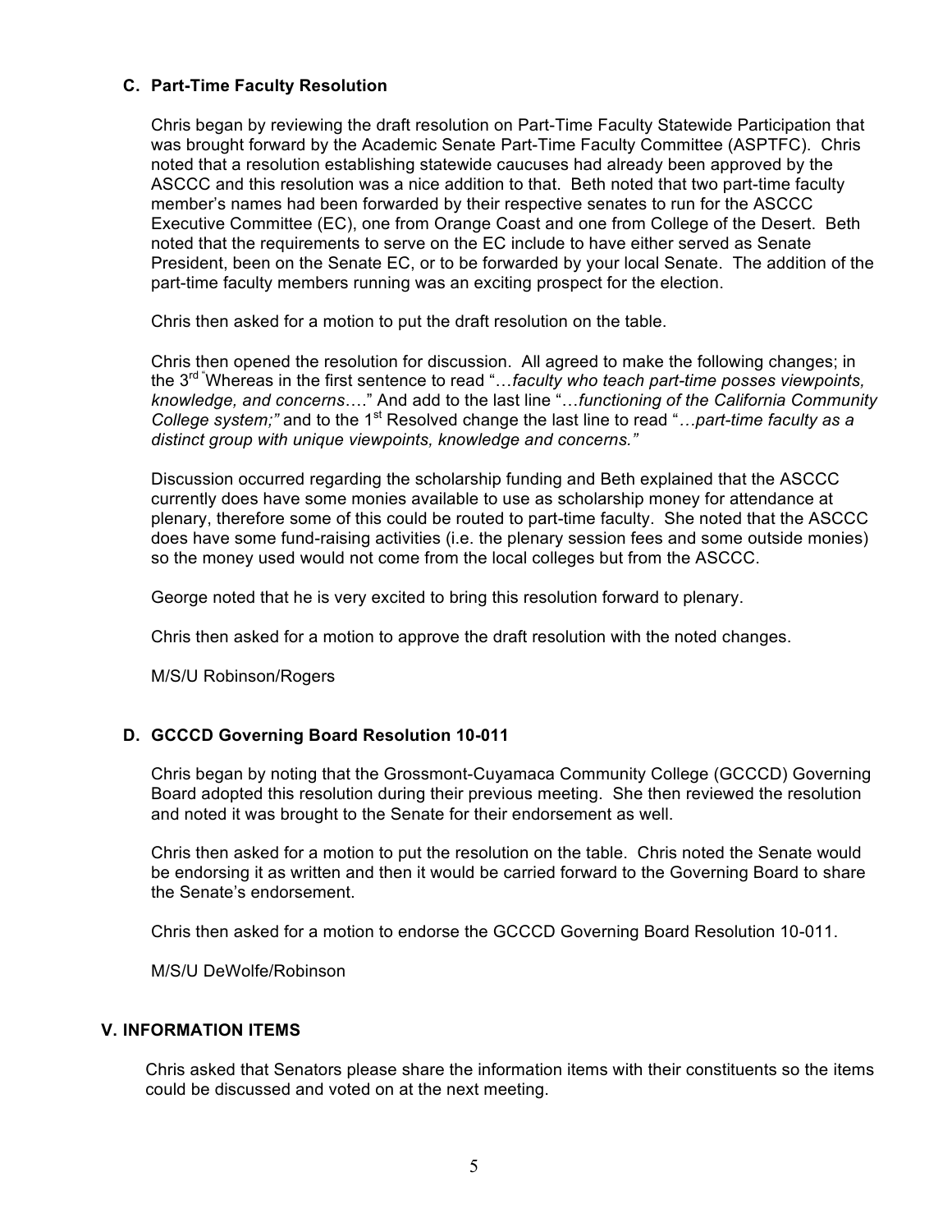### C. Part-Time Faculty Resolution

Chris began by reviewing the draft resolution on Part-Time Faculty Statewide Participation that was brought forward by the Academic Senate Part-Time Faculty Committee (ASPTFC). Chris noted that a resolution establishing statewide caucuses had already been approved by the ASCCC and this resolution was a nice addition to that. Beth noted that two part-time faculty member's names had been forwarded by their respective senates to run for the ASCCC Executive Committee (EC), one from Orange Coast and one from College of the Desert. Beth noted that the requirements to serve on the EC include to have either served as Senate President, been on the Senate EC, or to be forwarded by your local Senate. The addition of the part-time faculty members running was an exciting prospect for the election.

Chris then asked for a motion to put the draft resolution on the table.

Chris then opened the resolution for discussion. All agreed to make the following changes; in the 3rd "Whereas in the first sentence to read "…*faculty who teach part-time posses viewpoints, knowledge, and concerns*…." And add to the last line "…*functioning of the California Community College system;"* and to the 1st Resolved change the last line to read "…*part-time faculty as a distinct group with unique viewpoints, knowledge and concerns."*

Discussion occurred regarding the scholarship funding and Beth explained that the ASCCC currently does have some monies available to use as scholarship money for attendance at plenary, therefore some of this could be routed to part-time faculty. She noted that the ASCCC does have some fund-raising activities (i.e. the plenary session fees and some outside monies) so the money used would not come from the local colleges but from the ASCCC.

George noted that he is very excited to bring this resolution forward to plenary.

Chris then asked for a motion to approve the draft resolution with the noted changes.

M/S/U Robinson/Rogers

### D. GCCCD Governing Board Resolution 10-011

Chris began by noting that the Grossmont-Cuyamaca Community College (GCCCD) Governing Board adopted this resolution during their previous meeting. She then reviewed the resolution and noted it was brought to the Senate for their endorsement as well.

Chris then asked for a motion to put the resolution on the table. Chris noted the Senate would be endorsing it as written and then it would be carried forward to the Governing Board to share the Senate's endorsement.

Chris then asked for a motion to endorse the GCCCD Governing Board Resolution 10-011.

M/S/U DeWolfe/Robinson

## V. INFORMATION ITEMS

Chris asked that Senators please share the information items with their constituents so the items could be discussed and voted on at the next meeting.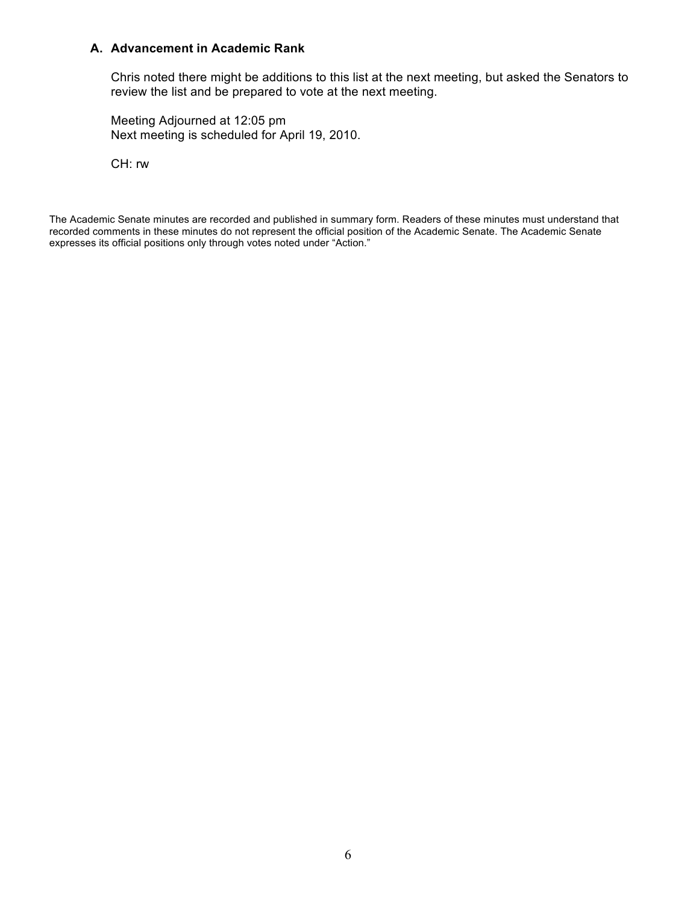### A. Advancement in Academic Rank

Chris noted there might be additions to this list at the next meeting, but asked the Senators to review the list and be prepared to vote at the next meeting.

Meeting Adjourned at 12:05 pm
Next meeting is scheduled for April 19, 2010.

CH: rw

The Academic Senate minutes are recorded and published in summary form. Readers of these minutes must understand that recorded comments in these minutes do not represent the official position of the Academic Senate. The Academic Senate expresses its official positions only through votes noted under "Action."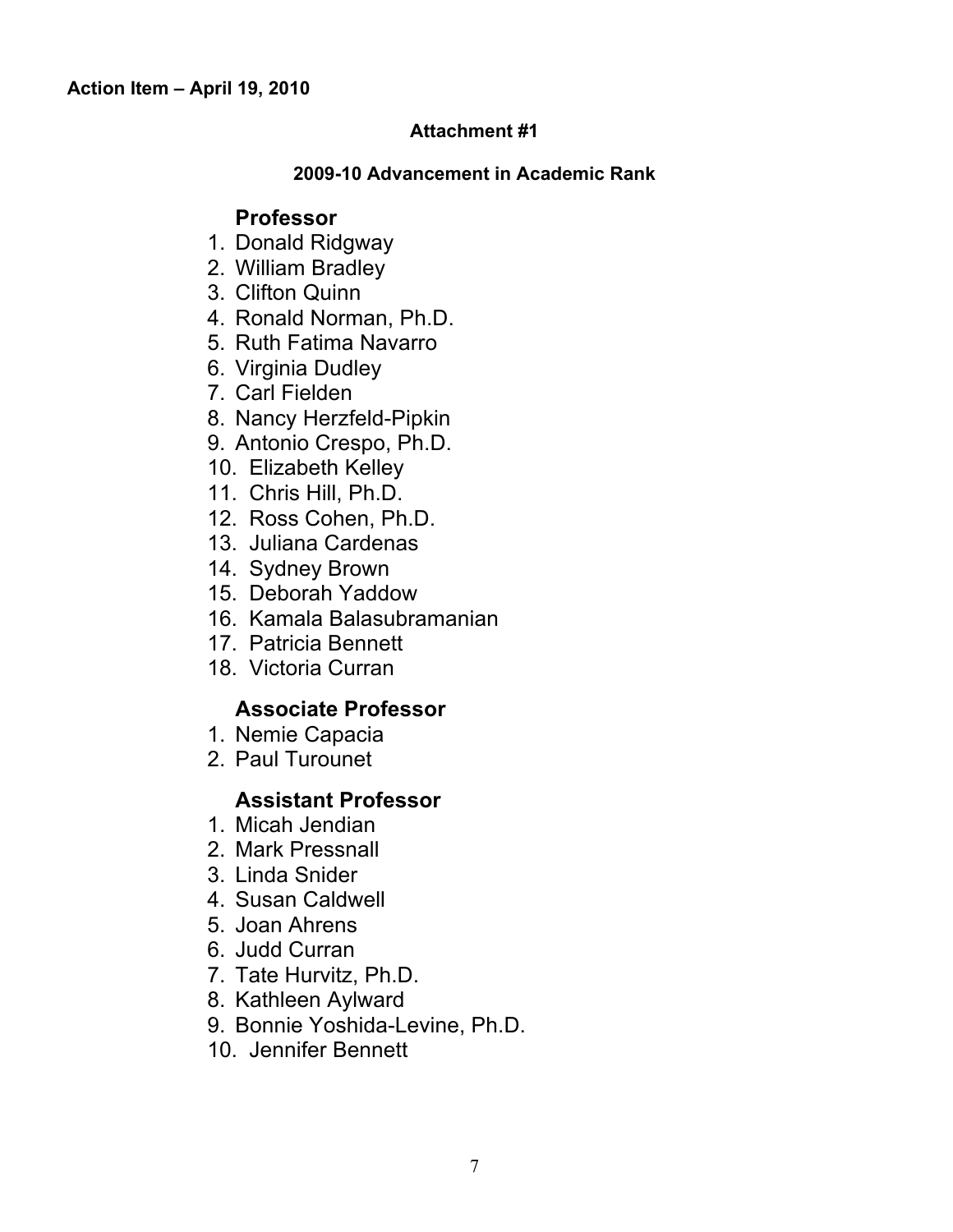**Action Item – April 19, 2010**

**Attachment #1**

**2009-10 Advancement in Academic Rank**

### Professor

1. Donald Ridgway
2. William Bradley
3. Clifton Quinn
4. Ronald Norman, Ph.D.
5. Ruth Fatima Navarro
6. Virginia Dudley
7. Carl Fielden
8. Nancy Herzfeld-Pipkin
9. Antonio Crespo, Ph.D.
10. Elizabeth Kelley
11. Chris Hill, Ph.D.
12. Ross Cohen, Ph.D.
13. Juliana Cardenas
14. Sydney Brown
15. Deborah Yaddow
16. Kamala Balasubramanian
17. Patricia Bennett
18. Victoria Curran

### Associate Professor

1. Nemie Capacia
2. Paul Turounet

### Assistant Professor

1. Micah Jendian
2. Mark Pressnall
3. Linda Snider
4. Susan Caldwell
5. Joan Ahrens
6. Judd Curran
7. Tate Hurvitz, Ph.D.
8. Kathleen Aylward
9. Bonnie Yoshida-Levine, Ph.D.
10. Jennifer Bennett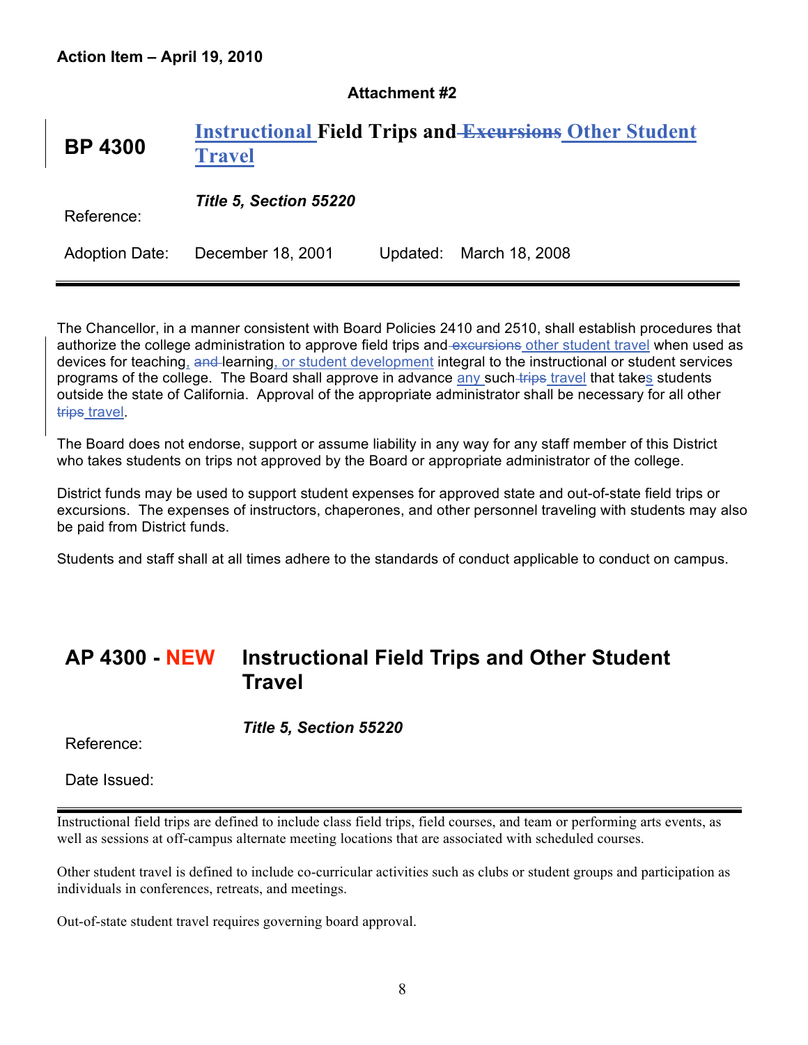**Action Item – April 19, 2010**

**Attachment #2**

# BP 4300 Instructional Field Trips and ~~Excursions~~ Other Student Travel

Reference: *Title 5, Section 55220*

Adoption Date: December 18, 2001 Updated: March 18, 2008

---

The Chancellor, in a manner consistent with Board Policies 2410 and 2510, shall establish procedures that authorize the college administration to approve field trips and ~~excursions~~ other student travel when used as devices for teaching, ~~and~~ learning, or student development integral to the instructional or student services programs of the college. The Board shall approve in advance any such ~~trips~~ travel that takes students outside the state of California. Approval of the appropriate administrator shall be necessary for all other ~~trips~~ travel.

The Board does not endorse, support or assume liability in any way for any staff member of this District who takes students on trips not approved by the Board or appropriate administrator of the college.

District funds may be used to support student expenses for approved state and out-of-state field trips or excursions. The expenses of instructors, chaperones, and other personnel traveling with students may also be paid from District funds.

Students and staff shall at all times adhere to the standards of conduct applicable to conduct on campus.

# AP 4300 - NEW Instructional Field Trips and Other Student Travel

Reference: *Title 5, Section 55220*

Date Issued:

---

Instructional field trips are defined to include class field trips, field courses, and team or performing arts events, as well as sessions at off-campus alternate meeting locations that are associated with scheduled courses.

Other student travel is defined to include co-curricular activities such as clubs or student groups and participation as individuals in conferences, retreats, and meetings.

Out-of-state student travel requires governing board approval.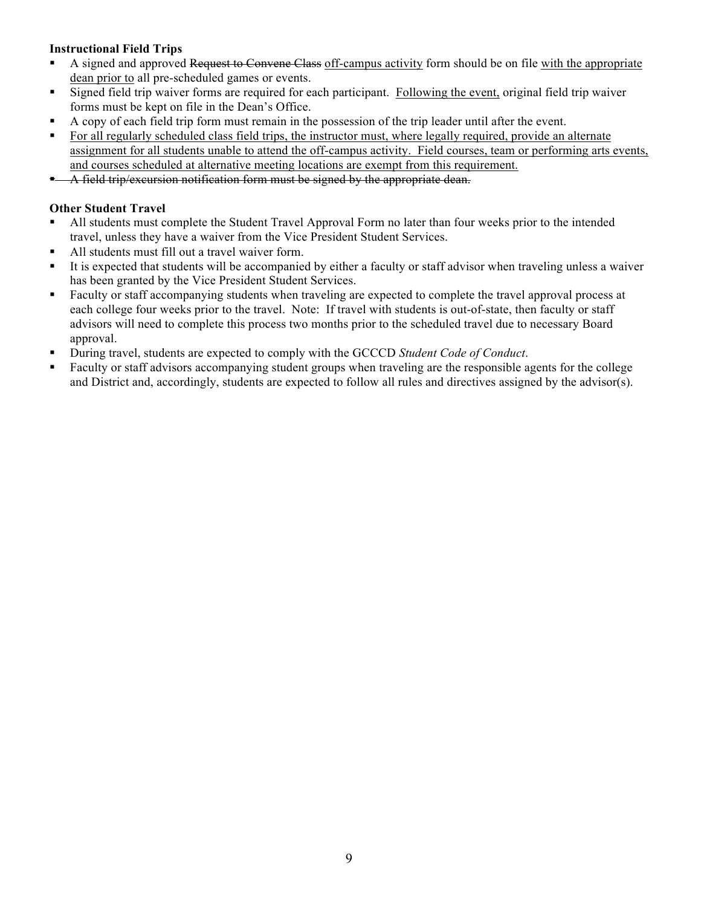**Instructional Field Trips**

- A signed and approved ~~Request to Convene Class~~ <u>off-campus activity</u> form should be on file <u>with the appropriate dean prior to</u> all pre-scheduled games or events.
- Signed field trip waiver forms are required for each participant. <u>Following the event,</u> original field trip waiver forms must be kept on file in the Dean's Office.
- A copy of each field trip form must remain in the possession of the trip leader until after the event.
- <u>For all regularly scheduled class field trips, the instructor must, where legally required, provide an alternate assignment for all students unable to attend the off-campus activity. Field courses, team or performing arts events, and courses scheduled at alternative meeting locations are exempt from this requirement.</u>
- ~~A field trip/excursion notification form must be signed by the appropriate dean.~~

**Other Student Travel**

- All students must complete the Student Travel Approval Form no later than four weeks prior to the intended travel, unless they have a waiver from the Vice President Student Services.
- All students must fill out a travel waiver form.
- It is expected that students will be accompanied by either a faculty or staff advisor when traveling unless a waiver has been granted by the Vice President Student Services.
- Faculty or staff accompanying students when traveling are expected to complete the travel approval process at each college four weeks prior to the travel. Note: If travel with students is out-of-state, then faculty or staff advisors will need to complete this process two months prior to the scheduled travel due to necessary Board approval.
- During travel, students are expected to comply with the GCCCD *Student Code of Conduct*.
- Faculty or staff advisors accompanying student groups when traveling are the responsible agents for the college and District and, accordingly, students are expected to follow all rules and directives assigned by the advisor(s).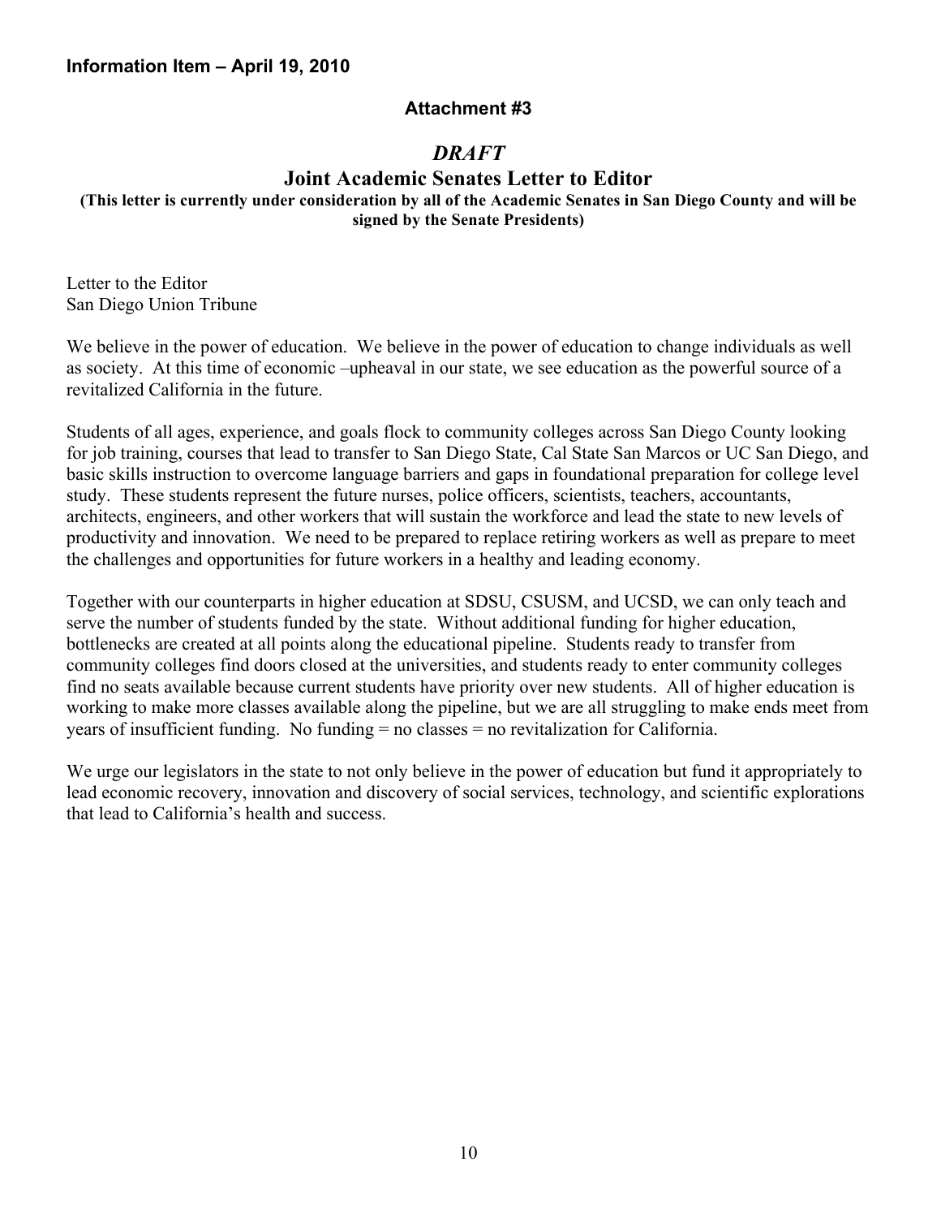**Information Item – April 19, 2010**

**Attachment #3**

## *DRAFT*

## Joint Academic Senates Letter to Editor

**(This letter is currently under consideration by all of the Academic Senates in San Diego County and will be signed by the Senate Presidents)**

Letter to the Editor
San Diego Union Tribune

We believe in the power of education. We believe in the power of education to change individuals as well as society. At this time of economic –upheaval in our state, we see education as the powerful source of a revitalized California in the future.

Students of all ages, experience, and goals flock to community colleges across San Diego County looking for job training, courses that lead to transfer to San Diego State, Cal State San Marcos or UC San Diego, and basic skills instruction to overcome language barriers and gaps in foundational preparation for college level study. These students represent the future nurses, police officers, scientists, teachers, accountants, architects, engineers, and other workers that will sustain the workforce and lead the state to new levels of productivity and innovation. We need to be prepared to replace retiring workers as well as prepare to meet the challenges and opportunities for future workers in a healthy and leading economy.

Together with our counterparts in higher education at SDSU, CSUSM, and UCSD, we can only teach and serve the number of students funded by the state. Without additional funding for higher education, bottlenecks are created at all points along the educational pipeline. Students ready to transfer from community colleges find doors closed at the universities, and students ready to enter community colleges find no seats available because current students have priority over new students. All of higher education is working to make more classes available along the pipeline, but we are all struggling to make ends meet from years of insufficient funding. No funding = no classes = no revitalization for California.

We urge our legislators in the state to not only believe in the power of education but fund it appropriately to lead economic recovery, innovation and discovery of social services, technology, and scientific explorations that lead to California's health and success.